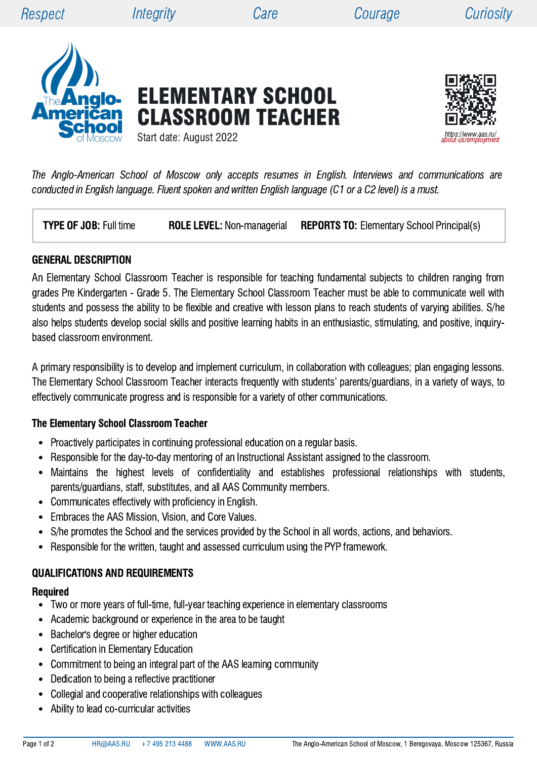Respect Integrity Care Courage Curiosity

# ELEMENTARY SCHOOL CLASSROOM TEACHER

Start date: August 2022

https://www.aas.ru/about-us/employment

*The Anglo-American School of Moscow only accepts resumes in English. Interviews and communications are conducted in English language. Fluent spoken and written English language (C1 or a C2 level) is a must.*

**TYPE OF JOB:** Full time **ROLE LEVEL:** Non-managerial **REPORTS TO:** Elementary School Principal(s)

## GENERAL DESCRIPTION

An Elementary School Classroom Teacher is responsible for teaching fundamental subjects to children ranging from grades Pre Kindergarten - Grade 5. The Elementary School Classroom Teacher must be able to communicate well with students and possess the ability to be flexible and creative with lesson plans to reach students of varying abilities. S/he also helps students develop social skills and positive learning habits in an enthusiastic, stimulating, and positive, inquiry-based classroom environment.

A primary responsibility is to develop and implement curriculum, in collaboration with colleagues; plan engaging lessons. The Elementary School Classroom Teacher interacts frequently with students' parents/guardians, in a variety of ways, to effectively communicate progress and is responsible for a variety of other communications.

### The Elementary School Classroom Teacher

- Proactively participates in continuing professional education on a regular basis.
- Responsible for the day-to-day mentoring of an Instructional Assistant assigned to the classroom.
- Maintains the highest levels of confidentiality and establishes professional relationships with students, parents/guardians, staff, substitutes, and all AAS Community members.
- Communicates effectively with proficiency in English.
- Embraces the AAS Mission, Vision, and Core Values.
- S/he promotes the School and the services provided by the School in all words, actions, and behaviors.
- Responsible for the written, taught and assessed curriculum using the PYP framework.

## QUALIFICATIONS AND REQUIREMENTS

### Required

- Two or more years of full-time, full-year teaching experience in elementary classrooms
- Academic background or experience in the area to be taught
- Bachelor's degree or higher education
- Certification in Elementary Education
- Commitment to being an integral part of the AAS learning community
- Dedication to being a reflective practitioner
- Collegial and cooperative relationships with colleagues
- Ability to lead co-curricular activities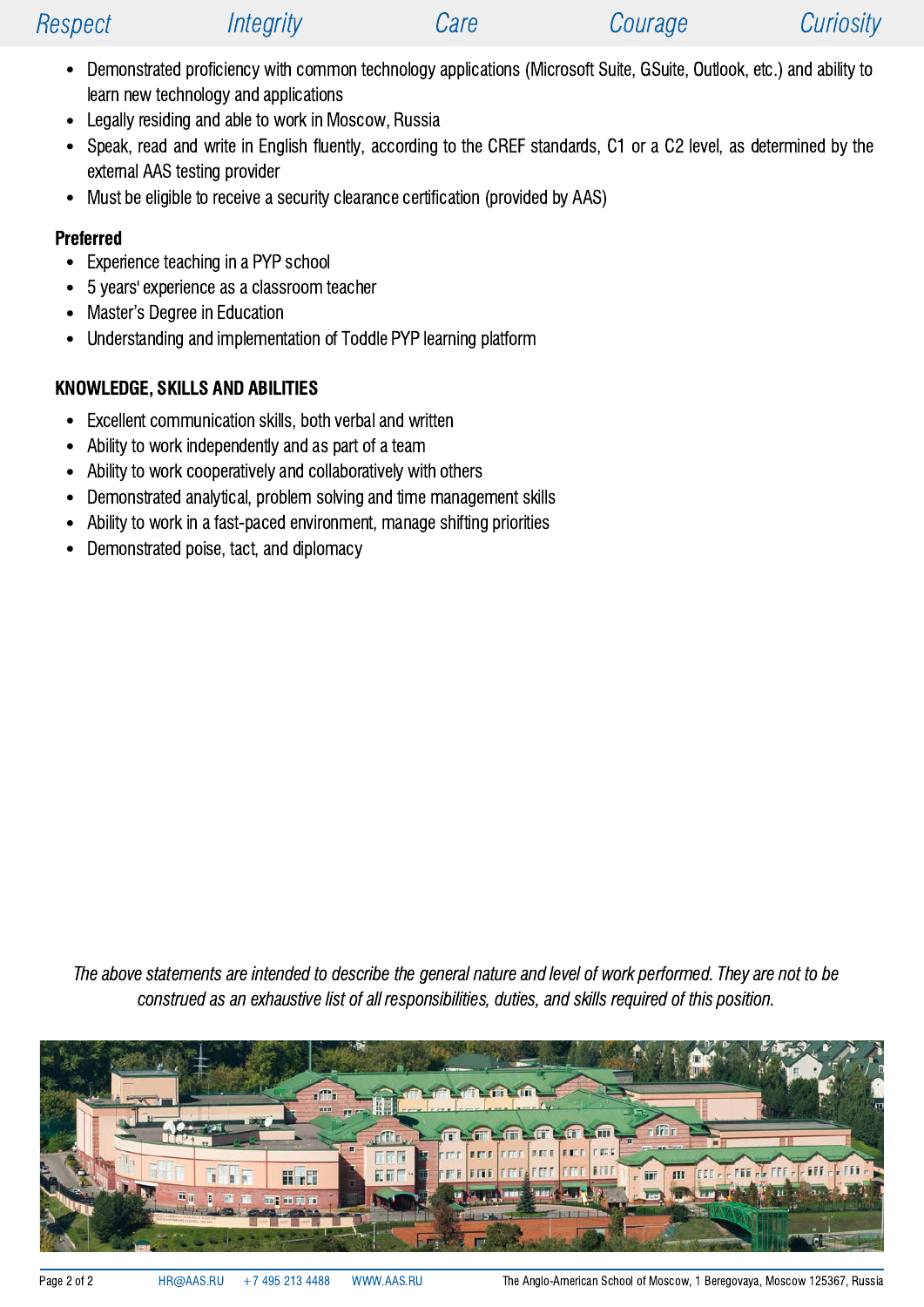- Demonstrated proficiency with common technology applications (Microsoft Suite, GSuite, Outlook, etc.) and ability to learn new technology and applications
- Legally residing and able to work in Moscow, Russia
- Speak, read and write in English fluently, according to the CREF standards, C1 or a C2 level, as determined by the external AAS testing provider
- Must be eligible to receive a security clearance certification (provided by AAS)

**Preferred**

- Experience teaching in a PYP school
- 5 years' experience as a classroom teacher
- Master's Degree in Education
- Understanding and implementation of Toddle PYP learning platform

## KNOWLEDGE, SKILLS AND ABILITIES

- Excellent communication skills, both verbal and written
- Ability to work independently and as part of a team
- Ability to work cooperatively and collaboratively with others
- Demonstrated analytical, problem solving and time management skills
- Ability to work in a fast-paced environment, manage shifting priorities
- Demonstrated poise, tact, and diplomacy

*The above statements are intended to describe the general nature and level of work performed. They are not to be construed as an exhaustive list of all responsibilities, duties, and skills required of this position.*